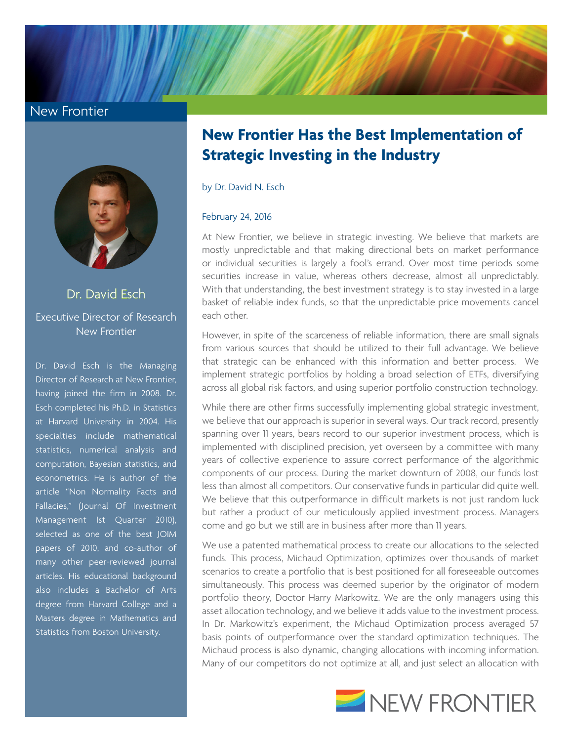New Frontier

Dr. David Esch

Executive Director of Research
New Frontier

Dr. David Esch is the Managing Director of Research at New Frontier, having joined the firm in 2008. Dr. Esch completed his Ph.D. in Statistics at Harvard University in 2004. His specialties include mathematical statistics, numerical analysis and computation, Bayesian statistics, and econometrics. He is author of the article "Non Normality Facts and Fallacies," (Journal Of Investment Management 1st Quarter 2010), selected as one of the best JOIM papers of 2010, and co-author of many other peer-reviewed journal articles. His educational background also includes a Bachelor of Arts degree from Harvard College and a Masters degree in Mathematics and Statistics from Boston University.

# New Frontier Has the Best Implementation of Strategic Investing in the Industry

by Dr. David N. Esch

February 24, 2016

At New Frontier, we believe in strategic investing. We believe that markets are mostly unpredictable and that making directional bets on market performance or individual securities is largely a fool's errand. Over most time periods some securities increase in value, whereas others decrease, almost all unpredictably. With that understanding, the best investment strategy is to stay invested in a large basket of reliable index funds, so that the unpredictable price movements cancel each other.

However, in spite of the scarceness of reliable information, there are small signals from various sources that should be utilized to their full advantage. We believe that strategic can be enhanced with this information and better process. We implement strategic portfolios by holding a broad selection of ETFs, diversifying across all global risk factors, and using superior portfolio construction technology.

While there are other firms successfully implementing global strategic investment, we believe that our approach is superior in several ways. Our track record, presently spanning over 11 years, bears record to our superior investment process, which is implemented with disciplined precision, yet overseen by a committee with many years of collective experience to assure correct performance of the algorithmic components of our process. During the market downturn of 2008, our funds lost less than almost all competitors. Our conservative funds in particular did quite well. We believe that this outperformance in difficult markets is not just random luck but rather a product of our meticulously applied investment process. Managers come and go but we still are in business after more than 11 years.

We use a patented mathematical process to create our allocations to the selected funds. This process, Michaud Optimization, optimizes over thousands of market scenarios to create a portfolio that is best positioned for all foreseeable outcomes simultaneously. This process was deemed superior by the originator of modern portfolio theory, Doctor Harry Markowitz. We are the only managers using this asset allocation technology, and we believe it adds value to the investment process. In Dr. Markowitz's experiment, the Michaud Optimization process averaged 57 basis points of outperformance over the standard optimization techniques. The Michaud process is also dynamic, changing allocations with incoming information. Many of our competitors do not optimize at all, and just select an allocation with

NEW FRONTIER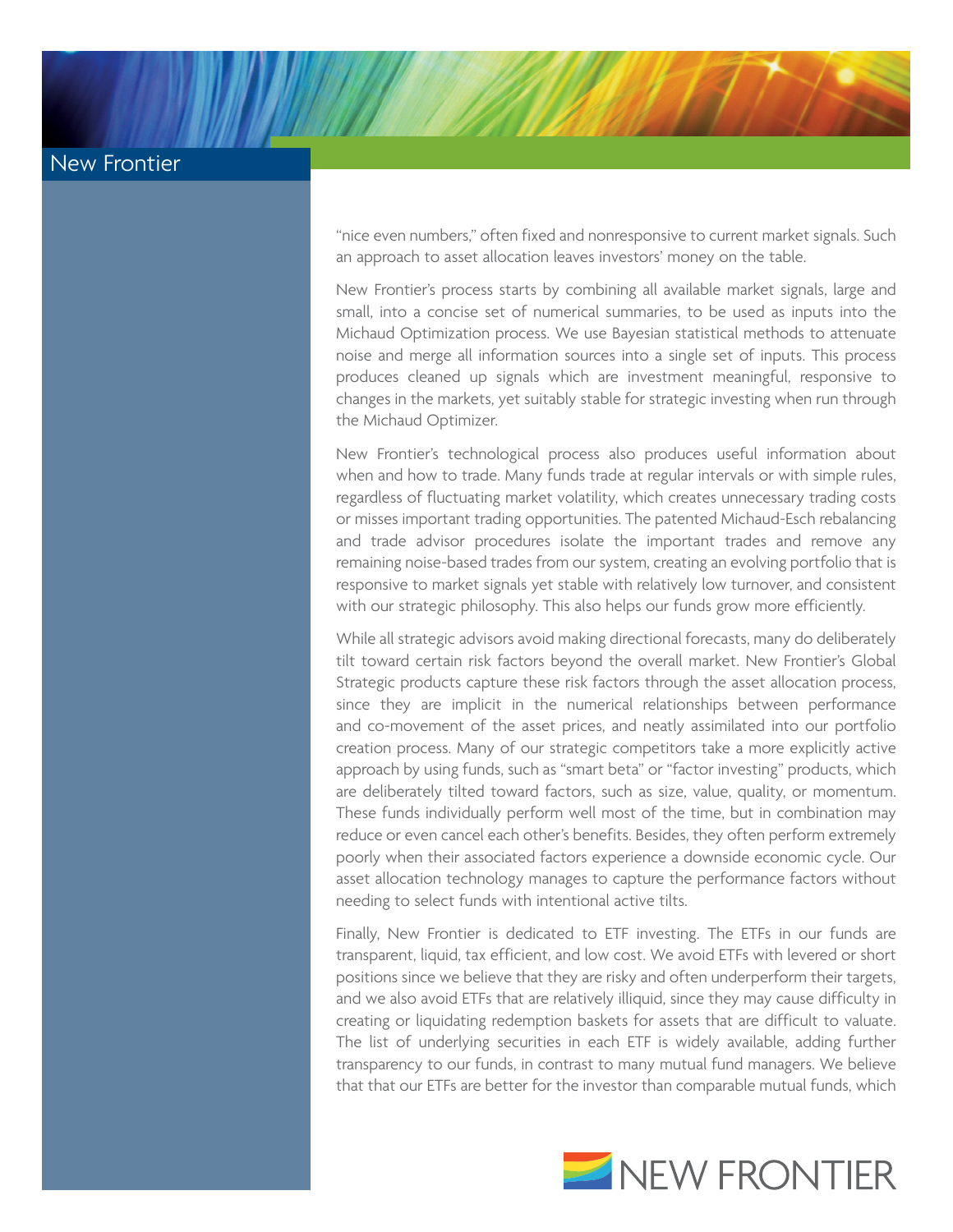"nice even numbers," often fixed and nonresponsive to current market signals. Such an approach to asset allocation leaves investors' money on the table.

New Frontier's process starts by combining all available market signals, large and small, into a concise set of numerical summaries, to be used as inputs into the Michaud Optimization process. We use Bayesian statistical methods to attenuate noise and merge all information sources into a single set of inputs. This process produces cleaned up signals which are investment meaningful, responsive to changes in the markets, yet suitably stable for strategic investing when run through the Michaud Optimizer.

New Frontier's technological process also produces useful information about when and how to trade. Many funds trade at regular intervals or with simple rules, regardless of fluctuating market volatility, which creates unnecessary trading costs or misses important trading opportunities. The patented Michaud-Esch rebalancing and trade advisor procedures isolate the important trades and remove any remaining noise-based trades from our system, creating an evolving portfolio that is responsive to market signals yet stable with relatively low turnover, and consistent with our strategic philosophy. This also helps our funds grow more efficiently.

While all strategic advisors avoid making directional forecasts, many do deliberately tilt toward certain risk factors beyond the overall market. New Frontier's Global Strategic products capture these risk factors through the asset allocation process, since they are implicit in the numerical relationships between performance and co-movement of the asset prices, and neatly assimilated into our portfolio creation process. Many of our strategic competitors take a more explicitly active approach by using funds, such as "smart beta" or "factor investing" products, which are deliberately tilted toward factors, such as size, value, quality, or momentum. These funds individually perform well most of the time, but in combination may reduce or even cancel each other's benefits. Besides, they often perform extremely poorly when their associated factors experience a downside economic cycle. Our asset allocation technology manages to capture the performance factors without needing to select funds with intentional active tilts.

Finally, New Frontier is dedicated to ETF investing. The ETFs in our funds are transparent, liquid, tax efficient, and low cost. We avoid ETFs with levered or short positions since we believe that they are risky and often underperform their targets, and we also avoid ETFs that are relatively illiquid, since they may cause difficulty in creating or liquidating redemption baskets for assets that are difficult to valuate. The list of underlying securities in each ETF is widely available, adding further transparency to our funds, in contrast to many mutual fund managers. We believe that that our ETFs are better for the investor than comparable mutual funds, which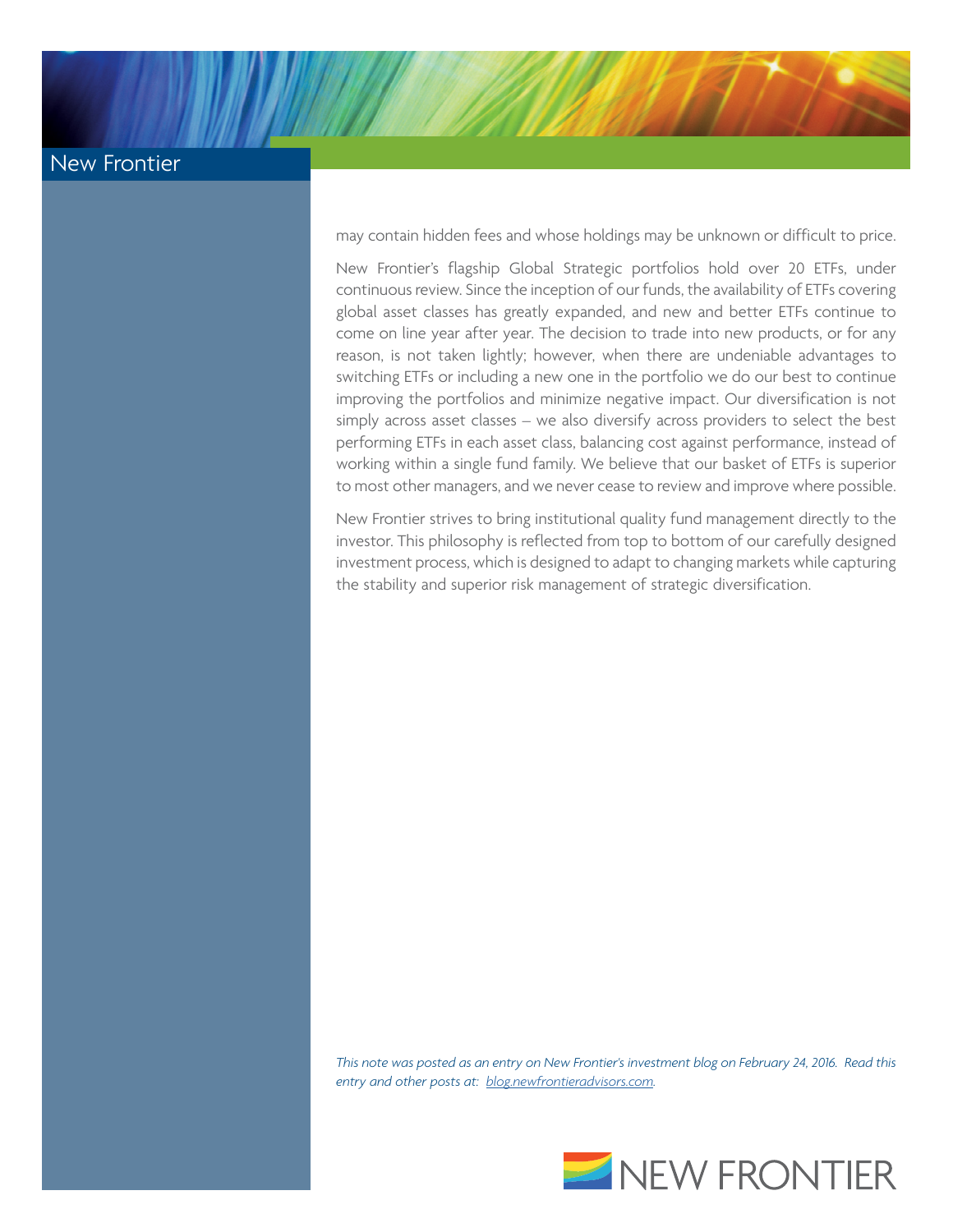may contain hidden fees and whose holdings may be unknown or difficult to price.

New Frontier's flagship Global Strategic portfolios hold over 20 ETFs, under continuous review. Since the inception of our funds, the availability of ETFs covering global asset classes has greatly expanded, and new and better ETFs continue to come on line year after year. The decision to trade into new products, or for any reason, is not taken lightly; however, when there are undeniable advantages to switching ETFs or including a new one in the portfolio we do our best to continue improving the portfolios and minimize negative impact. Our diversification is not simply across asset classes – we also diversify across providers to select the best performing ETFs in each asset class, balancing cost against performance, instead of working within a single fund family. We believe that our basket of ETFs is superior to most other managers, and we never cease to review and improve where possible.

New Frontier strives to bring institutional quality fund management directly to the investor. This philosophy is reflected from top to bottom of our carefully designed investment process, which is designed to adapt to changing markets while capturing the stability and superior risk management of strategic diversification.

*This note was posted as an entry on New Frontier's investment blog on February 24, 2016. Read this entry and other posts at: blog.newfrontieradvisors.com.*